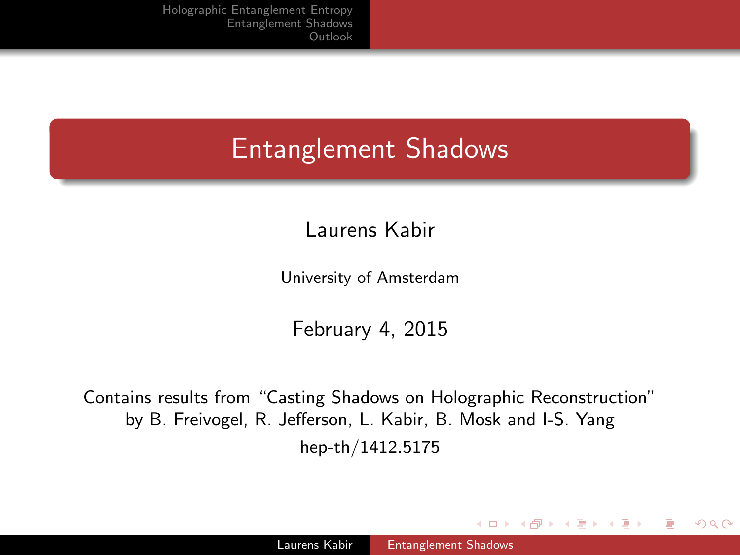# Entanglement Shadows

Laurens Kabir

University of Amsterdam

February 4, 2015

Contains results from "Casting Shadows on Holographic Reconstruction" by B. Freivogel, R. Jefferson, L. Kabir, B. Mosk and I-S. Yang

hep-th/1412.5175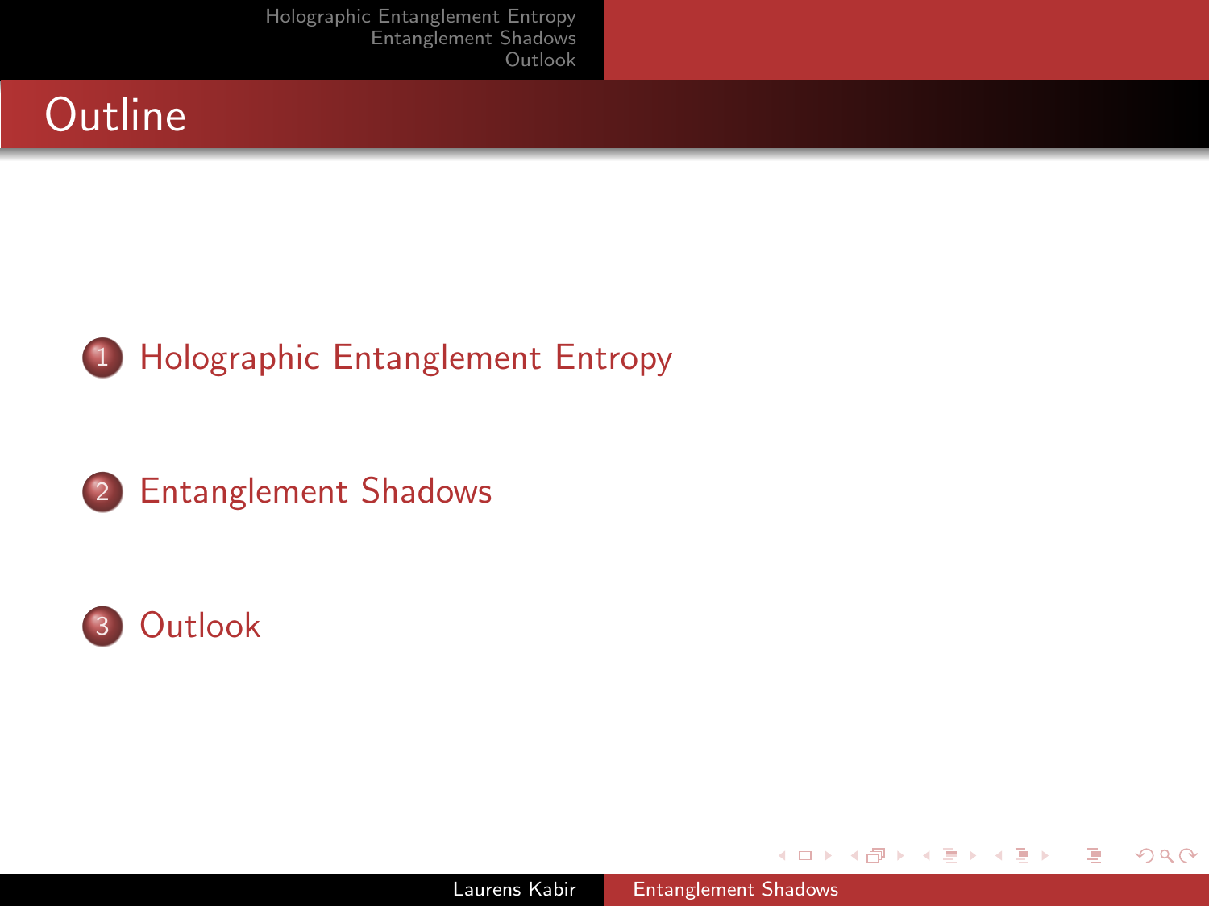# Outline

1. Holographic Entanglement Entropy
2. Entanglement Shadows
3. Outlook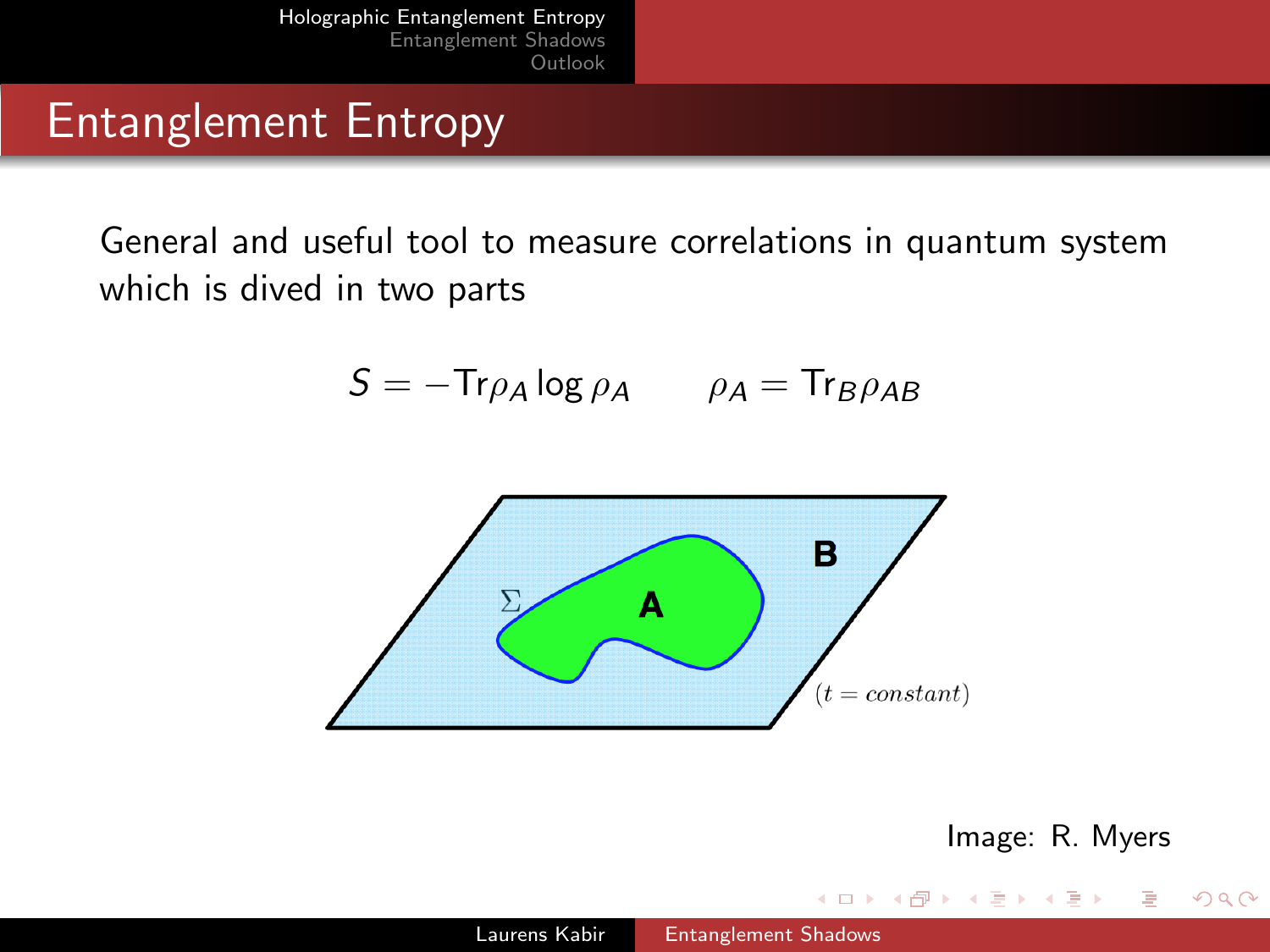# Entanglement Entropy

General and useful tool to measure correlations in quantum system which is dived in two parts

$$S = -\mathrm{Tr}\rho_A \log \rho_A \qquad \rho_A = \mathrm{Tr}_B \rho_{AB}$$

Image: R. Myers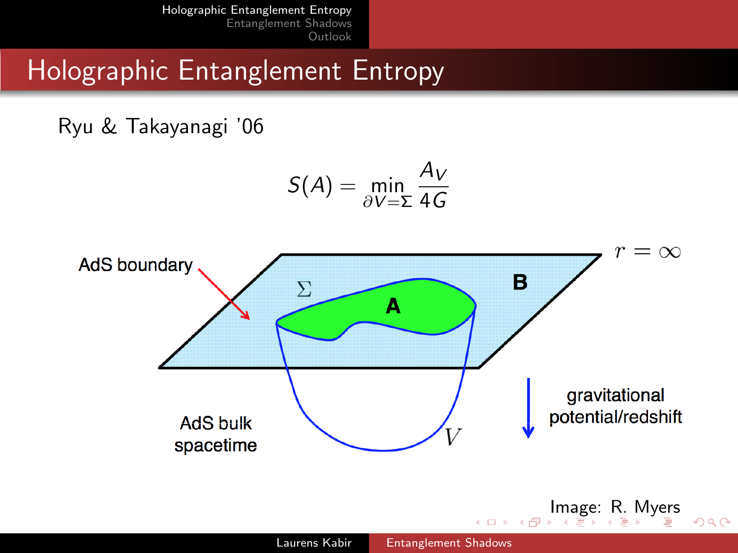# Holographic Entanglement Entropy

Ryu & Takayanagi '06

$$S(A) = \min_{\partial V = \Sigma} \frac{A_V}{4G}$$

AdS boundary

$r = \infty$

$\Sigma$

**A**

**B**

AdS bulk spacetime

$V$

gravitational potential/redshift

Image: R. Myers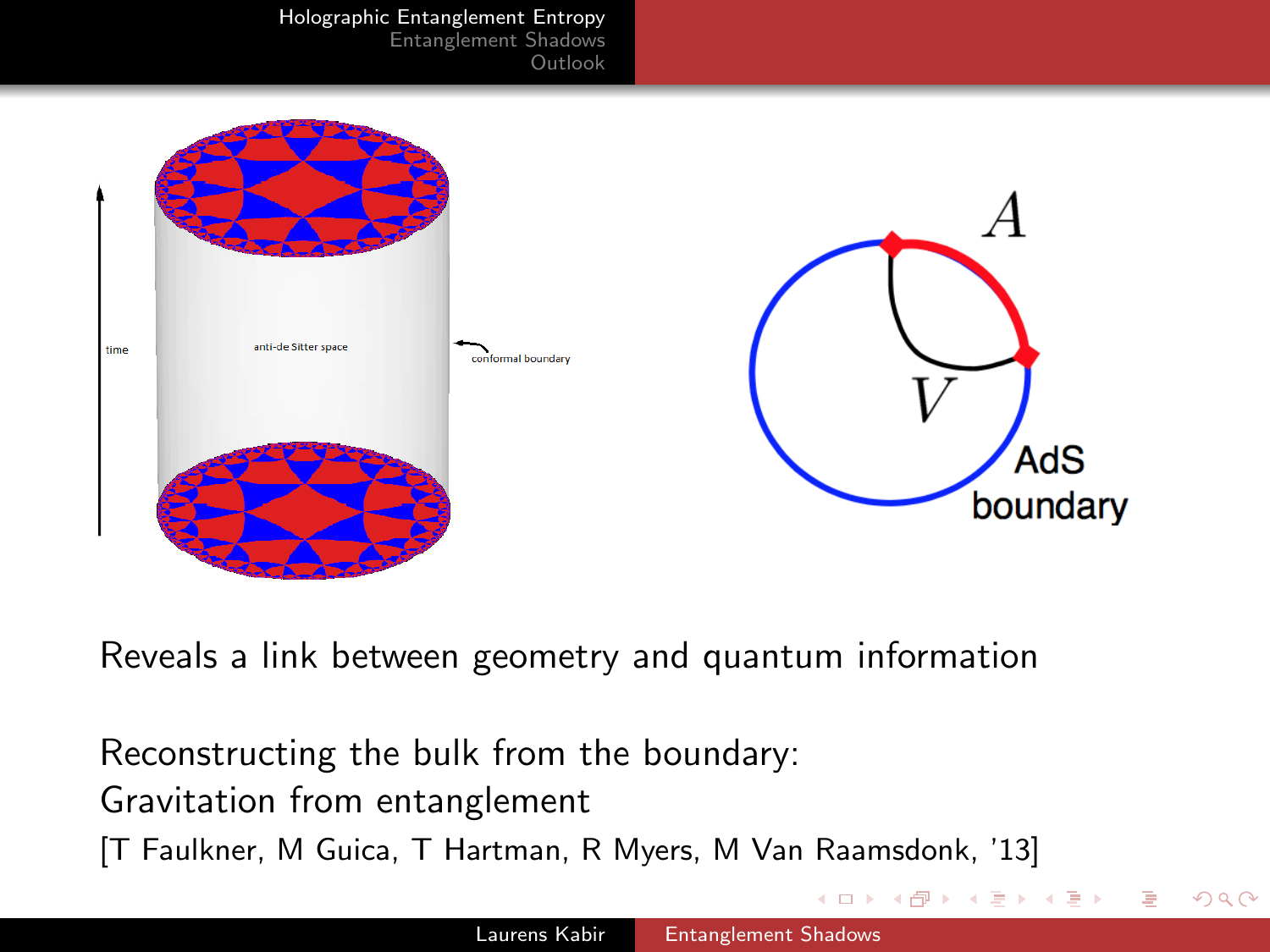Reveals a link between geometry and quantum information

Reconstructing the bulk from the boundary:
Gravitation from entanglement
[T Faulkner, M Guica, T Hartman, R Myers, M Van Raamsdonk, '13]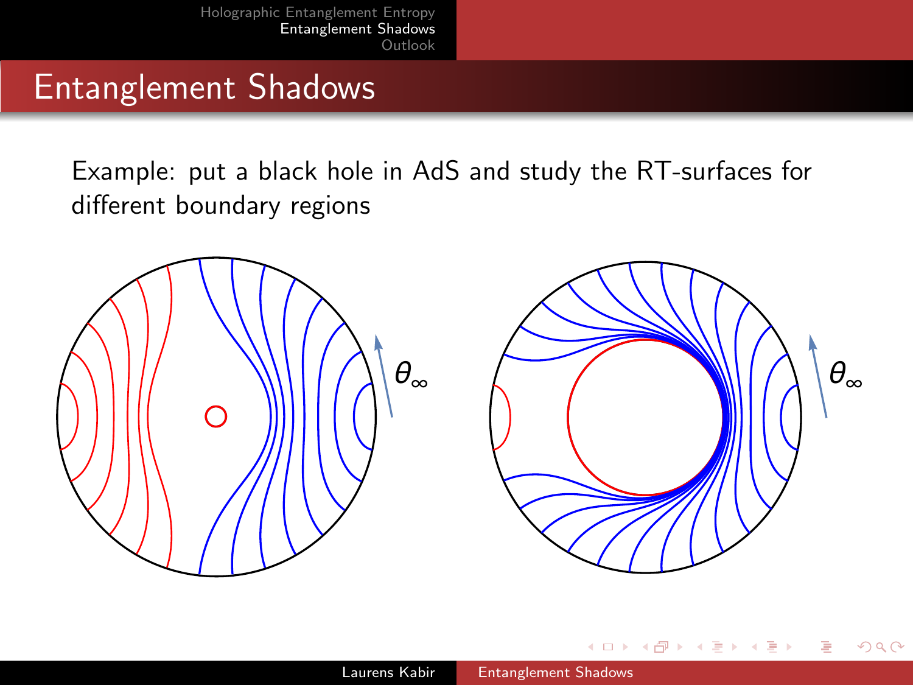# Entanglement Shadows

Example: put a black hole in AdS and study the RT-surfaces for different boundary regions

$\theta_\infty$

$\theta_\infty$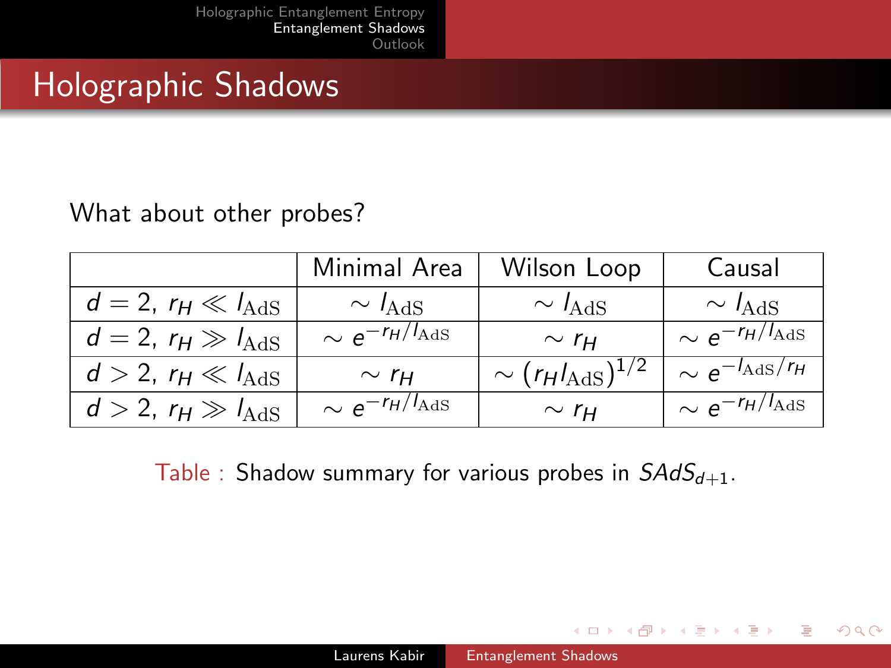# Holographic Shadows

What about other probes?

| | Minimal Area | Wilson Loop | Causal |
|---|---|---|---|
| $d = 2$, $r_H \ll l_{\mathrm{AdS}}$ | $\sim l_{\mathrm{AdS}}$ | $\sim l_{\mathrm{AdS}}$ | $\sim l_{\mathrm{AdS}}$ |
| $d = 2$, $r_H \gg l_{\mathrm{AdS}}$ | $\sim e^{-r_H/l_{\mathrm{AdS}}}$ | $\sim r_H$ | $\sim e^{-r_H/l_{\mathrm{AdS}}}$ |
| $d > 2$, $r_H \ll l_{\mathrm{AdS}}$ | $\sim r_H$ | $\sim (r_H l_{\mathrm{AdS}})^{1/2}$ | $\sim e^{-l_{\mathrm{AdS}}/r_H}$ |
| $d > 2$, $r_H \gg l_{\mathrm{AdS}}$ | $\sim e^{-r_H/l_{\mathrm{AdS}}}$ | $\sim r_H$ | $\sim e^{-r_H/l_{\mathrm{AdS}}}$ |

Table : Shadow summary for various probes in $SAdS_{d+1}$.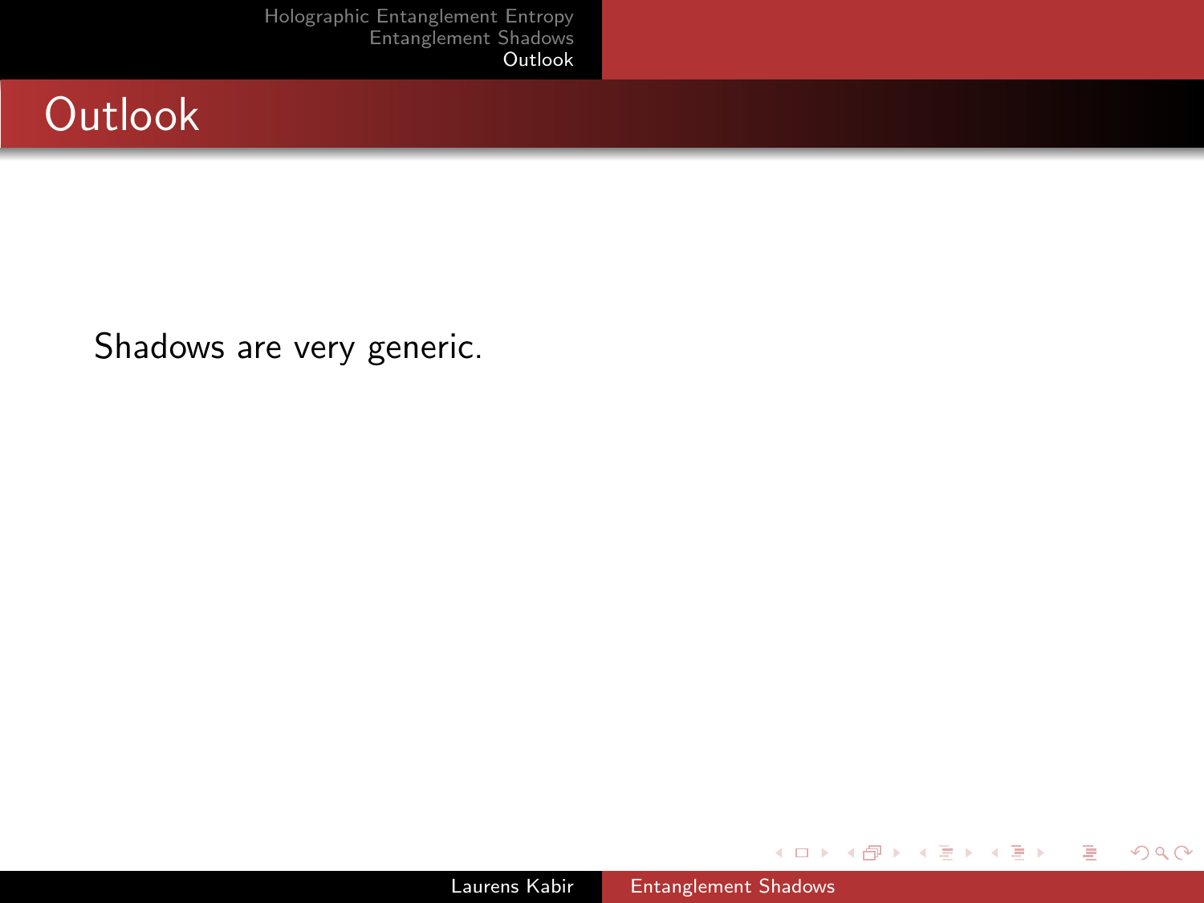# Outlook

Shadows are very generic.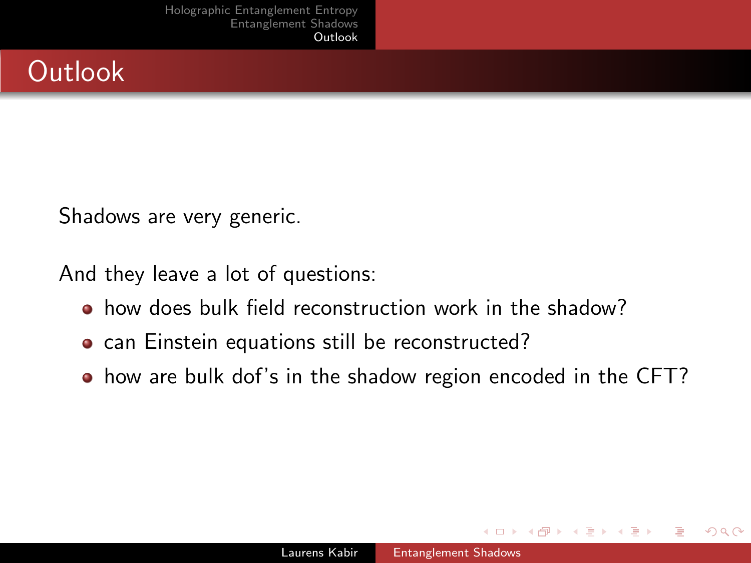# Outlook

Shadows are very generic.

And they leave a lot of questions:

- how does bulk field reconstruction work in the shadow?
- can Einstein equations still be reconstructed?
- how are bulk dof's in the shadow region encoded in the CFT?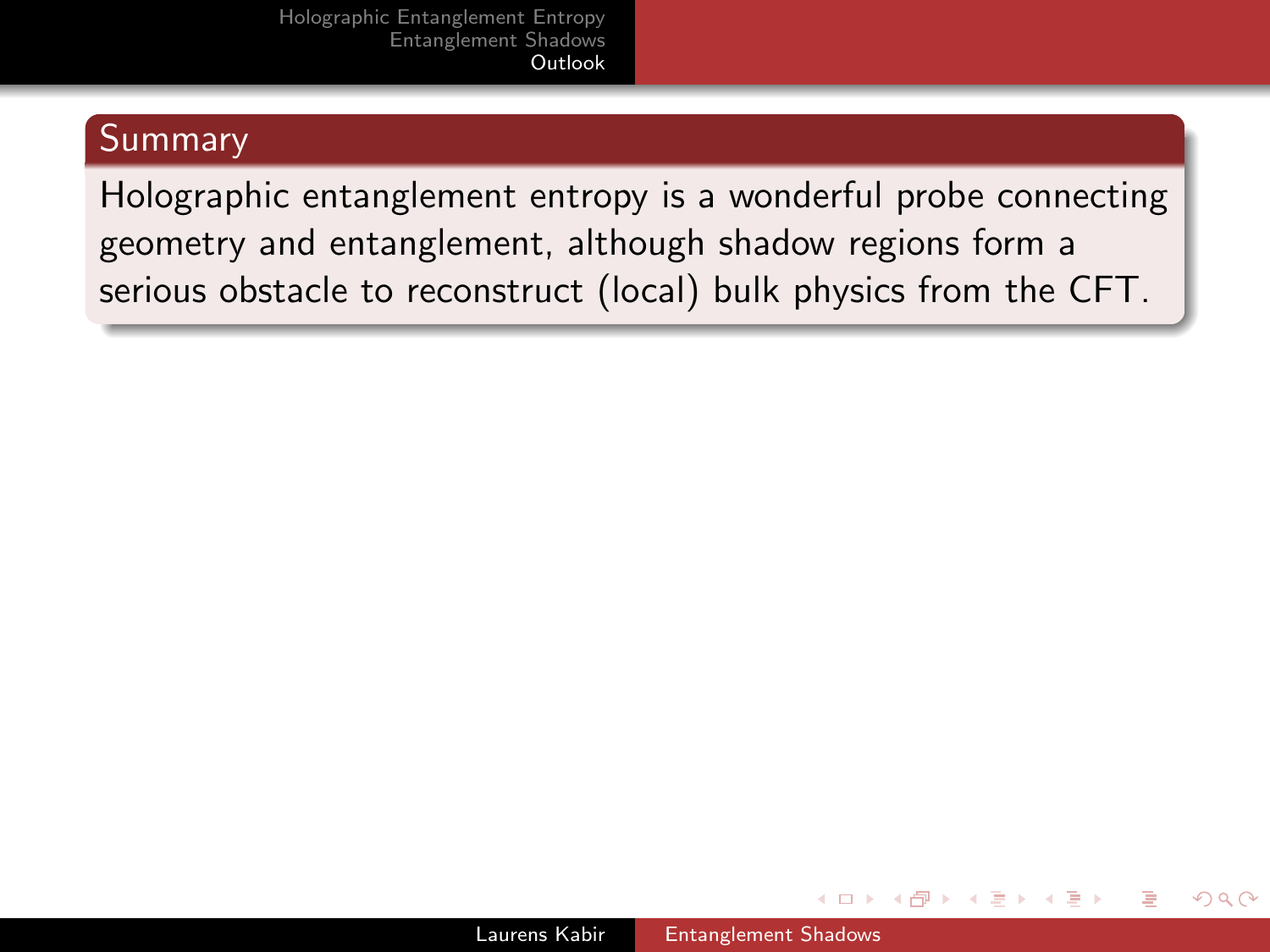## Summary

Holographic entanglement entropy is a wonderful probe connecting geometry and entanglement, although shadow regions form a serious obstacle to reconstruct (local) bulk physics from the CFT.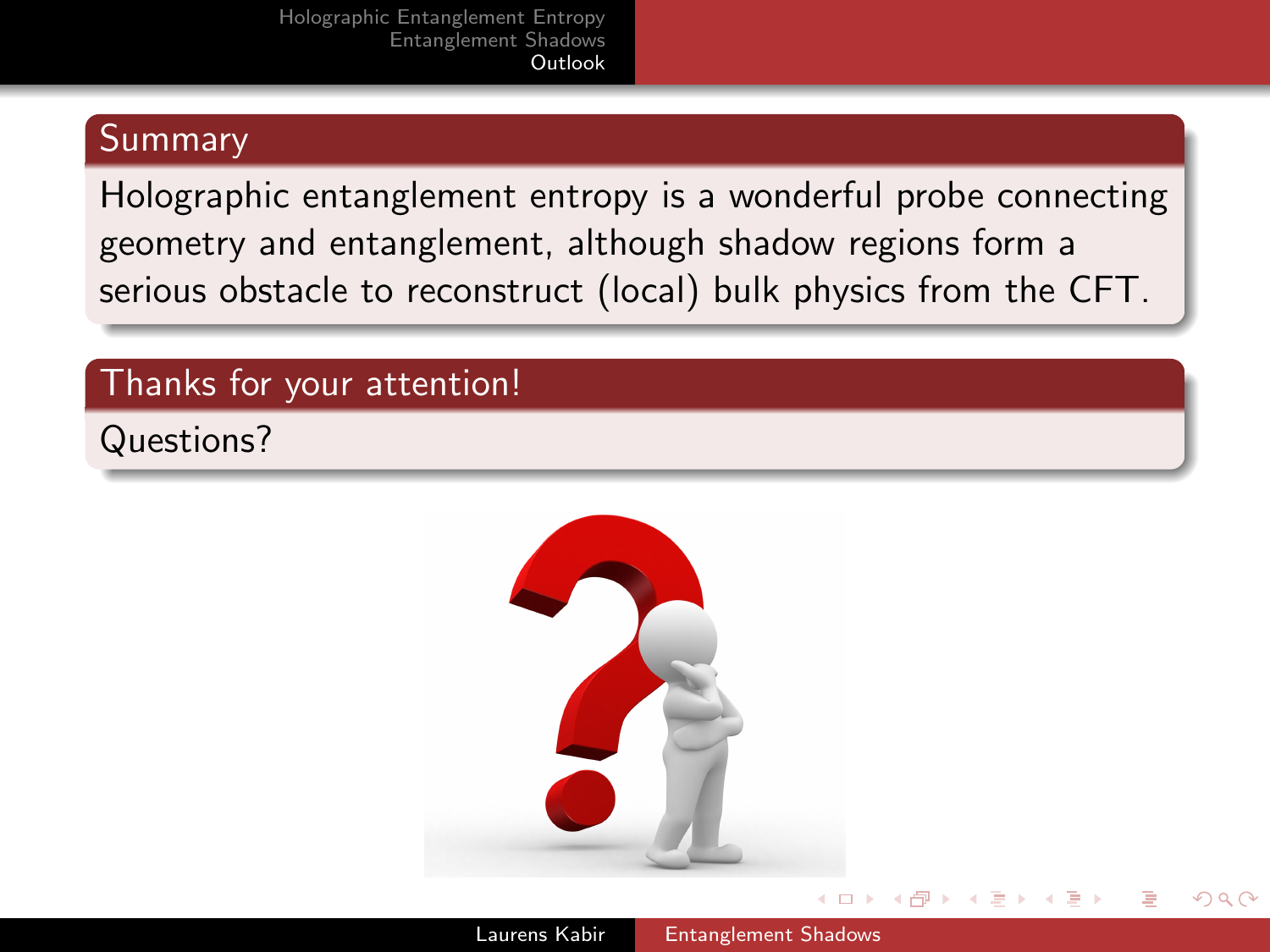## Summary

Holographic entanglement entropy is a wonderful probe connecting geometry and entanglement, although shadow regions form a serious obstacle to reconstruct (local) bulk physics from the CFT.

## Thanks for your attention!

Questions?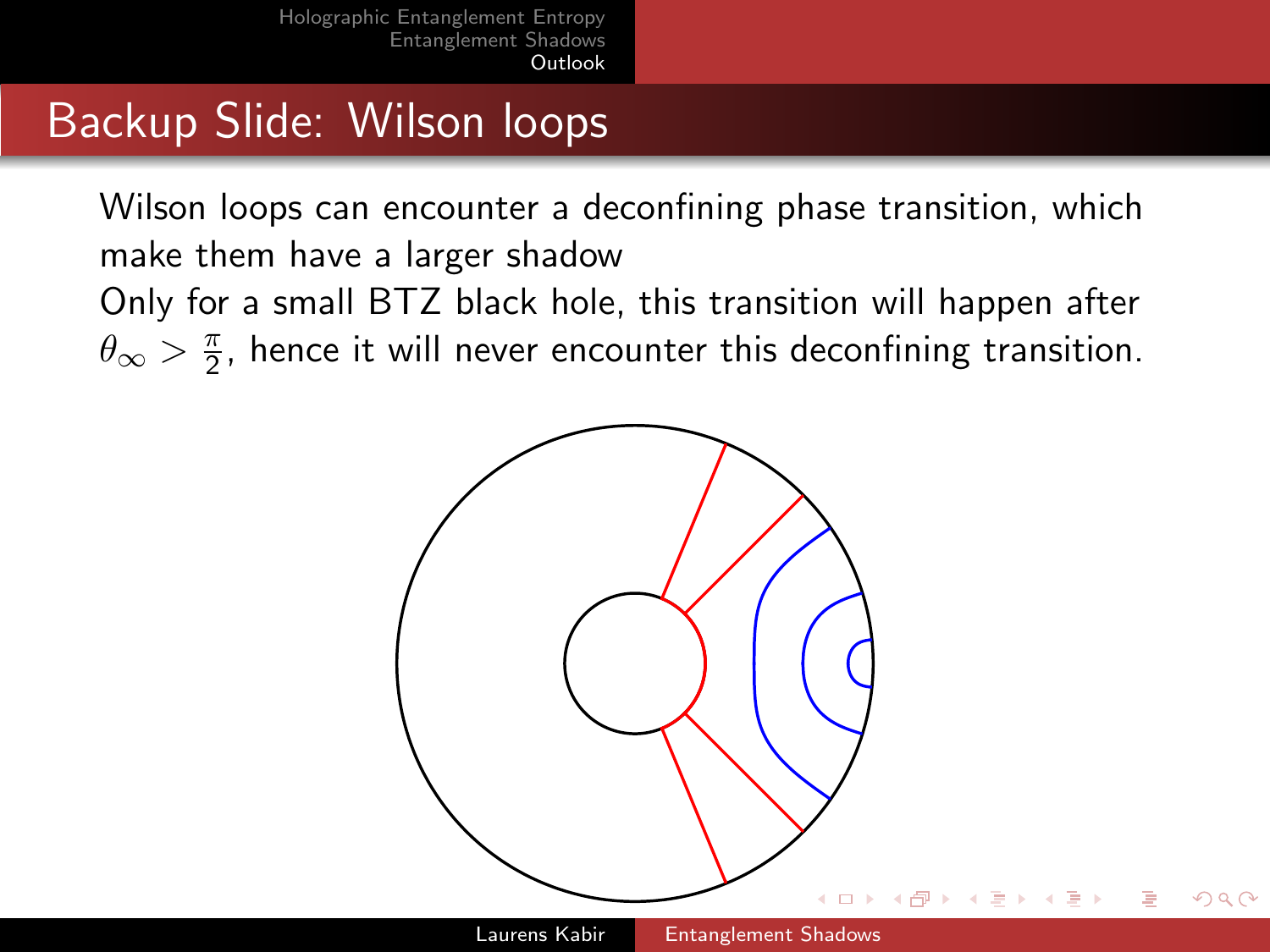# Backup Slide: Wilson loops

Wilson loops can encounter a deconfining phase transition, which make them have a larger shadow

Only for a small BTZ black hole, this transition will happen after $\theta_\infty > \frac{\pi}{2}$, hence it will never encounter this deconfining transition.